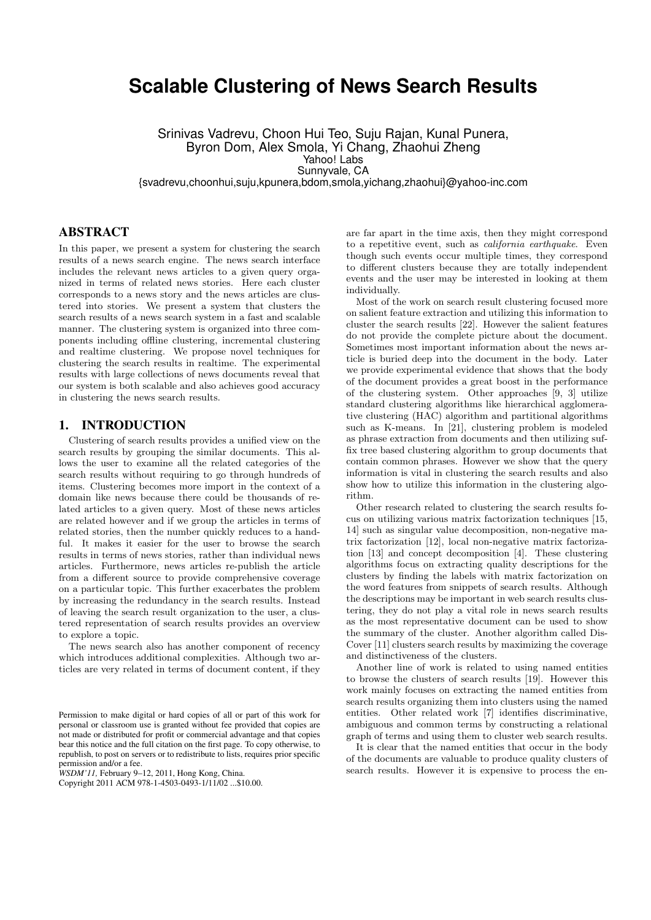# Scalable Clustering of News Search Results

Srinivas Vadrevu, Choon Hui Teo, Suju Rajan, Kunal Punera,
Byron Dom, Alex Smola, Yi Chang, Zhaohui Zheng
Yahoo! Labs
Sunnyvale, CA
{svadrevu,choonhui,suju,kpunera,bdom,smola,yichang,zhaohui}@yahoo-inc.com

## ABSTRACT

In this paper, we present a system for clustering the search results of a news search engine. The news search interface includes the relevant news articles to a given query organized in terms of related news stories. Here each cluster corresponds to a news story and the news articles are clustered into stories. We present a system that clusters the search results of a news search system in a fast and scalable manner. The clustering system is organized into three components including offline clustering, incremental clustering and realtime clustering. We propose novel techniques for clustering the search results in realtime. The experimental results with large collections of news documents reveal that our system is both scalable and also achieves good accuracy in clustering the news search results.

## 1. INTRODUCTION

Clustering of search results provides a unified view on the search results by grouping the similar documents. This allows the user to examine all the related categories of the search results without requiring to go through hundreds of items. Clustering becomes more import in the context of a domain like news because there could be thousands of related articles to a given query. Most of these news articles are related however and if we group the articles in terms of related stories, then the number quickly reduces to a handful. It makes it easier for the user to browse the search results in terms of news stories, rather than individual news articles. Furthermore, news articles re-publish the article from a different source to provide comprehensive coverage on a particular topic. This further exacerbates the problem by increasing the redundancy in the search results. Instead of leaving the search result organization to the user, a clustered representation of search results provides an overview to explore a topic.

The news search also has another component of recency which introduces additional complexities. Although two articles are very related in terms of document content, if they are far apart in the time axis, then they might correspond to a repetitive event, such as *california earthquake*. Even though such events occur multiple times, they correspond to different clusters because they are totally independent events and the user may be interested in looking at them individually.

Most of the work on search result clustering focused more on salient feature extraction and utilizing this information to cluster the search results [22]. However the salient features do not provide the complete picture about the document. Sometimes most important information about the news article is buried deep into the document in the body. Later we provide experimental evidence that shows that the body of the document provides a great boost in the performance of the clustering system. Other approaches [9, 3] utilize standard clustering algorithms like hierarchical agglomerative clustering (HAC) algorithm and partitional algorithms such as K-means. In [21], clustering problem is modeled as phrase extraction from documents and then utilizing suffix tree based clustering algorithm to group documents that contain common phrases. However we show that the query information is vital in clustering the search results and also show how to utilize this information in the clustering algorithm.

Other research related to clustering the search results focus on utilizing various matrix factorization techniques [15, 14] such as singular value decomposition, non-negative matrix factorization [12], local non-negative matrix factorization [13] and concept decomposition [4]. These clustering algorithms focus on extracting quality descriptions for the clusters by finding the labels with matrix factorization on the word features from snippets of search results. Although the descriptions may be important in web search results clustering, they do not play a vital role in news search results as the most representative document can be used to show the summary of the cluster. Another algorithm called DisCover [11] clusters search results by maximizing the coverage and distinctiveness of the clusters.

Another line of work is related to using named entities to browse the clusters of search results [19]. However this work mainly focuses on extracting the named entities from search results organizing them into clusters using the named entities. Other related work [7] identifies discriminative, ambiguous and common terms by constructing a relational graph of terms and using them to cluster web search results.

It is clear that the named entities that occur in the body of the documents are valuable to produce quality clusters of search results. However it is expensive to process the en-

Permission to make digital or hard copies of all or part of this work for personal or classroom use is granted without fee provided that copies are not made or distributed for profit or commercial advantage and that copies bear this notice and the full citation on the first page. To copy otherwise, to republish, to post on servers or to redistribute to lists, requires prior specific permission and/or a fee.
*WSDM'11,* February 9–12, 2011, Hong Kong, China.
Copyright 2011 ACM 978-1-4503-0493-1/11/02 ...$10.00.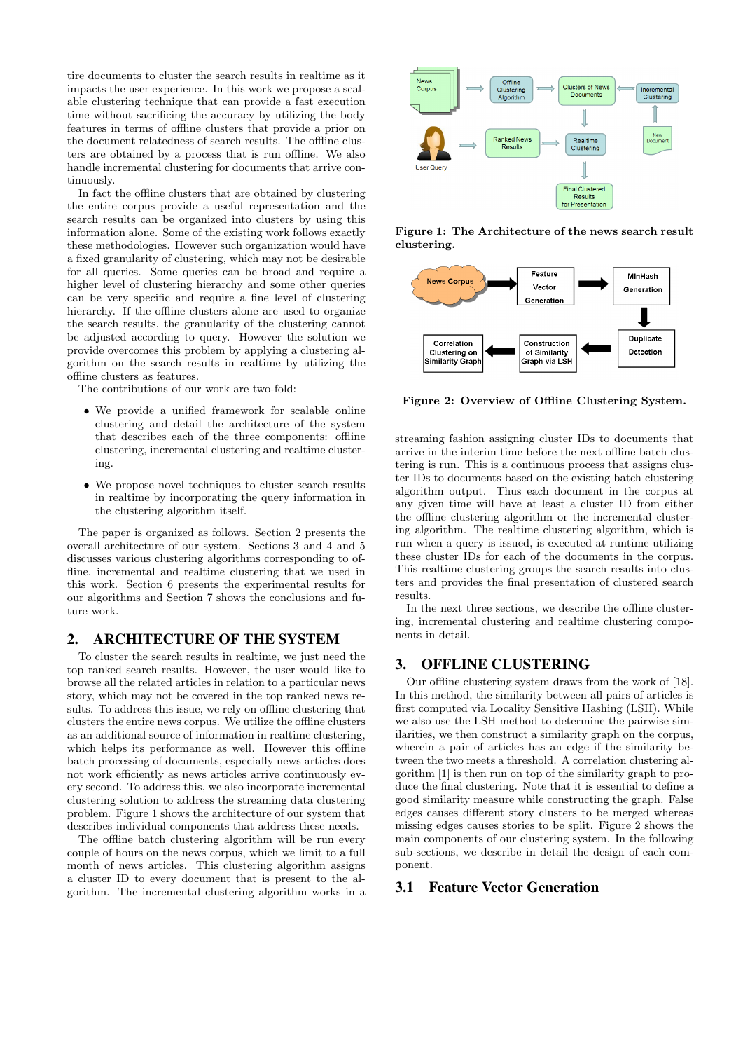tire documents to cluster the search results in realtime as it impacts the user experience. In this work we propose a scalable clustering technique that can provide a fast execution time without sacrificing the accuracy by utilizing the body features in terms of offline clusters that provide a prior on the document relatedness of search results. The offline clusters are obtained by a process that is run offline. We also handle incremental clustering for documents that arrive continuously.

In fact the offline clusters that are obtained by clustering the entire corpus provide a useful representation and the search results can be organized into clusters by using this information alone. Some of the existing work follows exactly these methodologies. However such organization would have a fixed granularity of clustering, which may not be desirable for all queries. Some queries can be broad and require a higher level of clustering hierarchy and some other queries can be very specific and require a fine level of clustering hierarchy. If the offline clusters alone are used to organize the search results, the granularity of the clustering cannot be adjusted according to query. However the solution we provide overcomes this problem by applying a clustering algorithm on the search results in realtime by utilizing the offline clusters as features.

The contributions of our work are two-fold:

- We provide a unified framework for scalable online clustering and detail the architecture of the system that describes each of the three components: offline clustering, incremental clustering and realtime clustering.
- We propose novel techniques to cluster search results in realtime by incorporating the query information in the clustering algorithm itself.

The paper is organized as follows. Section 2 presents the overall architecture of our system. Sections 3 and 4 and 5 discusses various clustering algorithms corresponding to offline, incremental and realtime clustering that we used in this work. Section 6 presents the experimental results for our algorithms and Section 7 shows the conclusions and future work.

## 2. ARCHITECTURE OF THE SYSTEM

To cluster the search results in realtime, we just need the top ranked search results. However, the user would like to browse all the related articles in relation to a particular news story, which may not be covered in the top ranked news results. To address this issue, we rely on offline clustering that clusters the entire news corpus. We utilize the offline clusters as an additional source of information in realtime clustering, which helps its performance as well. However this offline batch processing of documents, especially news articles does not work efficiently as news articles arrive continuously every second. To address this issue, we also incorporate incremental clustering solution to address the streaming data clustering problem. Figure 1 shows the architecture of our system that describes individual components that address these needs.

The offline batch clustering algorithm will be run every couple of hours on the news corpus, which we limit to a full month of news articles. This clustering algorithm assigns a cluster ID to every document that is present to the algorithm. The incremental clustering algorithm works in a streaming fashion assigning cluster IDs to documents that arrive in the interim time before the next offline batch clustering is run. This is a continuous process that assigns cluster IDs to documents based on the existing batch clustering algorithm output. Thus each document in the corpus at any given time will have at least a cluster ID from either the offline clustering algorithm or the incremental clustering algorithm. The realtime clustering algorithm, which is run when a query is issued, is executed at runtime utilizing these cluster IDs for each of the documents in the corpus. This realtime clustering groups the search results into clusters and provides the final presentation of clustered search results.

**Figure 1: The Architecture of the news search result clustering.**

**Figure 2: Overview of Offline Clustering System.**

In the next three sections, we describe the offline clustering, incremental clustering and realtime clustering components in detail.

## 3. OFFLINE CLUSTERING

Our offline clustering system draws from the work of [18]. In this method, the similarity between all pairs of articles is first computed via Locality Sensitive Hashing (LSH). While we also use the LSH method to determine the pairwise similarities, we then construct a similarity graph on the corpus, wherein a pair of articles has an edge if the similarity between the two meets a threshold. A correlation clustering algorithm [1] is then run on top of the similarity graph to produce the final clustering. Note that it is essential to define a good similarity measure while constructing the graph. False edges causes different story clusters to be merged whereas missing edges causes stories to be split. Figure 2 shows the main components of our clustering system. In the following sub-sections, we describe in detail the design of each component.

### 3.1 Feature Vector Generation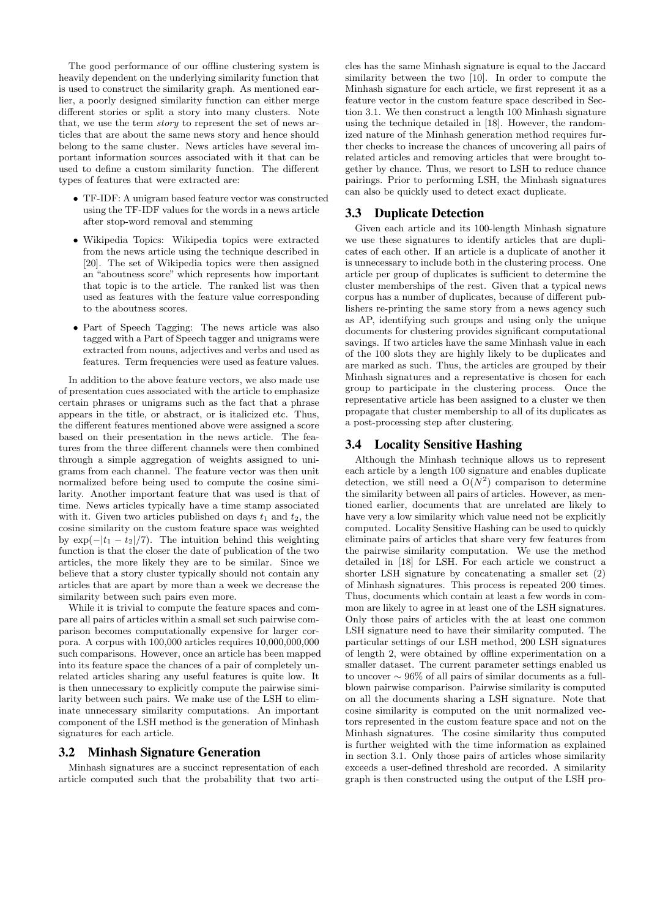The good performance of our offline clustering system is heavily dependent on the underlying similarity function that is used to construct the similarity graph. As mentioned earlier, a poorly designed similarity function can either merge different stories or split a story into many clusters. Note that, we use the term *story* to represent the set of news articles that are about the same news story and hence should belong to the same cluster. News articles have several important information sources associated with it that can be used to define a custom similarity function. The different types of features that were extracted are:

- TF-IDF: A unigram based feature vector was constructed using the TF-IDF values for the words in a news article after stop-word removal and stemming
- Wikipedia Topics: Wikipedia topics were extracted from the news article using the technique described in [20]. The set of Wikipedia topics were then assigned an "aboutness score" which represents how important that topic is to the article. The ranked list was then used as features with the feature value corresponding to the aboutness scores.
- Part of Speech Tagging: The news article was also tagged with a Part of Speech tagger and unigrams were extracted from nouns, adjectives and verbs and used as features. Term frequencies were used as feature values.

In addition to the above feature vectors, we also made use of presentation cues associated with the article to emphasize certain phrases or unigrams such as the fact that a phrase appears in the title, or abstract, or is italicized etc. Thus, the different features mentioned above were assigned a score based on their presentation in the news article. The features from the three different channels were then combined through a simple aggregation of weights assigned to unigrams from each channel. The feature vector was then unit normalized before being used to compute the cosine similarity. Another important feature that was used is that of time. News articles typically have a time stamp associated with it. Given two articles published on days $t_1$ and $t_2$, the cosine similarity on the custom feature space was weighted by $\exp(-|t_1 - t_2|/7)$. The intuition behind this weighting function is that the closer the date of publication of the two articles, the more likely they are to be similar. Since we believe that a story cluster typically should not contain any articles that are apart by more than a week we decrease the similarity between such pairs even more.

While it is trivial to compute the feature spaces and compare all pairs of articles within a small set such pairwise comparison becomes computationally expensive for larger corpora. A corpus with 100,000 articles requires 10,000,000,000 such comparisons. However, once an article has been mapped into its feature space the chances of a pair of completely unrelated articles sharing any useful features is quite low. It is then unnecessary to explicitly compute the pairwise similarity between such pairs. We make use of the LSH to eliminate unnecessary similarity computations. An important component of the LSH method is the generation of Minhash signatures for each article.

## 3.2 Minhash Signature Generation

Minhash signatures are a succinct representation of each article computed such that the probability that two articles has the same Minhash signature is equal to the Jaccard similarity between the two [10]. In order to compute the Minhash signature for each article, we first represent it as a feature vector in the custom feature space described in Section 3.1. We then construct a length 100 Minhash signature using the technique detailed in [18]. However, the randomized nature of the Minhash generation method requires further checks to increase the chances of uncovering all pairs of related articles and removing articles that were brought together by chance. Thus, we resort to LSH to reduce chance pairings. Prior to performing LSH, the Minhash signatures can also be quickly used to detect exact duplicate.

## 3.3 Duplicate Detection

Given each article and its 100-length Minhash signature we use these signatures to identify articles that are duplicates of each other. If an article is a duplicate of another it is unnecessary to include both in the clustering process. One article per group of duplicates is sufficient to determine the cluster memberships of the rest. Given that a typical news corpus has a number of duplicates, because of different publishers re-printing the same story from a news agency such as AP, identifying such groups and using only the unique documents for clustering provides significant computational savings. If two articles have the same Minhash value in each of the 100 slots they are highly likely to be duplicates and are marked as such. Thus, the articles are grouped by their Minhash signatures and a representative is chosen for each group to participate in the clustering process. Once the representative article has been assigned to a cluster we then propagate that cluster membership to all of its duplicates as a post-processing step after clustering.

## 3.4 Locality Sensitive Hashing

Although the Minhash technique allows us to represent each article by a length 100 signature and enables duplicate detection, we still need a $O(N^2)$ comparison to determine the similarity between all pairs of articles. However, as mentioned earlier, documents that are unrelated are likely to have very a low similarity which value need not be explicitly computed. Locality Sensitive Hashing can be used to quickly eliminate pairs of articles that share very few features from the pairwise similarity computation. We use the method detailed in [18] for LSH. For each article we construct a shorter LSH signature by concatenating a smaller set (2) of Minhash signatures. This process is repeated 200 times. Thus, documents which contain at least a few words in common are likely to agree in at least one of the LSH signatures. Only those pairs of articles with the at least one common LSH signature need to have their similarity computed. The particular settings of our LSH method, 200 LSH signatures of length 2, were obtained by offline experimentation on a smaller dataset. The current parameter settings enabled us to uncover $\sim 96\%$ of all pairs of similar documents as a full-blown pairwise comparison. Pairwise similarity is computed on all the documents sharing a LSH signature. Note that cosine similarity is computed on the unit normalized vectors represented in the custom feature space and not on the Minhash signatures. The cosine similarity thus computed is further weighted with the time information as explained in section 3.1. Only those pairs of articles whose similarity exceeds a user-defined threshold are recorded. A similarity graph is then constructed using the output of the LSH pro-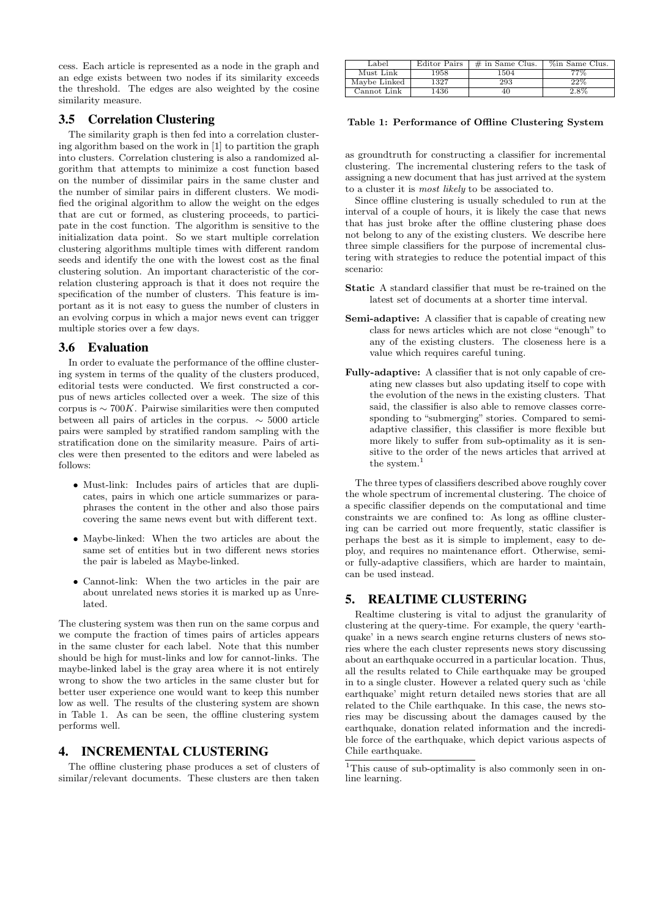cess. Each article is represented as a node in the graph and an edge exists between two nodes if its similarity exceeds the threshold. The edges are also weighted by the cosine similarity measure.

### 3.5 Correlation Clustering

The similarity graph is then fed into a correlation clustering algorithm based on the work in [1] to partition the graph into clusters. Correlation clustering is also a randomized algorithm that attempts to minimize a cost function based on the number of dissimilar pairs in the same cluster and the number of similar pairs in different clusters. We modified the original algorithm to allow the weight on the edges that are cut or formed, as clustering proceeds, to participate in the cost function. The algorithm is sensitive to the initialization data point. So we start multiple correlation clustering algorithms multiple times with different random seeds and identify the one with the lowest cost as the final clustering solution. An important characteristic of the correlation clustering approach is that it does not require the specification of the number of clusters. This feature is important as it is not easy to guess the number of clusters in an evolving corpus in which a major news event can trigger multiple stories over a few days.

### 3.6 Evaluation

In order to evaluate the performance of the offline clustering system in terms of the quality of the clusters produced, editorial tests were conducted. We first constructed a corpus of news articles collected over a week. The size of this corpus is $\sim 700K$. Pairwise similarities were then computed between all pairs of articles in the corpus. $\sim 5000$ article pairs were sampled by stratified random sampling with the stratification done on the similarity measure. Pairs of articles were then presented to the editors and were labeled as follows:

- Must-link: Includes pairs of articles that are duplicates, pairs in which one article summarizes or paraphrases the content in the other and also those pairs covering the same news event but with different text.
- Maybe-linked: When the two articles are about the same set of entities but in two different news stories the pair is labeled as Maybe-linked.
- Cannot-link: When the two articles in the pair are about unrelated news stories it is marked up as Unrelated.

The clustering system was then run on the same corpus and we compute the fraction of times pairs of articles appears in the same cluster for each label. Note that this number should be high for must-links and low for cannot-links. The maybe-linked label is the gray area where it is not entirely wrong to show the two articles in the same cluster but for better user experience one would want to keep this number low as well. The results of the clustering system are shown in Table 1. As can be seen, the offline clustering system performs well.

| Label | Editor Pairs | # in Same Clus. | %in Same Clus. |
|---|---|---|---|
| Must Link | 1958 | 1504 | 77% |
| Maybe Linked | 1327 | 293 | 22% |
| Cannot Link | 1436 | 40 | 2.8% |

**Table 1: Performance of Offline Clustering System**

## 4. INCREMENTAL CLUSTERING

The offline clustering phase produces a set of clusters of similar/relevant documents. These clusters are then taken as groundtruth for constructing a classifier for incremental clustering. The incremental clustering refers to the task of assigning a new document that has just arrived at the system to a cluster it is *most likely* to be associated to.

Since offline clustering is usually scheduled to run at the interval of a couple of hours, it is likely the case that news that has just broke after the offline clustering phase does not belong to any of the existing clusters. We describe here three simple classifiers for the purpose of incremental clustering with strategies to reduce the potential impact of this scenario:

**Static** A standard classifier that must be re-trained on the latest set of documents at a shorter time interval.

**Semi-adaptive:** A classifier that is capable of creating new class for news articles which are not close "enough" to any of the existing clusters. The closeness here is a value which requires careful tuning.

**Fully-adaptive:** A classifier that is not only capable of creating new classes but also updating itself to cope with the evolution of the news in the existing clusters. That said, the classifier is also able to remove classes corresponding to "submerging" stories. Compared to semi-adaptive classifier, this classifier is more flexible but more likely to suffer from sub-optimality as it is sensitive to the order of the news articles that arrived at the system.[1]

The three types of classifiers described above roughly cover the whole spectrum of incremental clustering. The choice of a specific classifier depends on the computational and time constraints we are confined to: As long as offline clustering can be carried out more frequently, static classifier is perhaps the best as it is simple to implement, easy to deploy, and requires no maintenance effort. Otherwise, semi- or fully-adaptive classifiers, which are harder to maintain, can be used instead.

## 5. REALTIME CLUSTERING

Realtime clustering is vital to adjust the granularity of clustering at the query-time. For example, the query 'earthquake' in a news search engine returns clusters of news stories where the each cluster represents news story discussing about an earthquake occurred in a particular location. Thus, all the results related to Chile earthquake may be grouped in to a single cluster. However a related query such as 'chile earthquake' might return detailed news stories that are all related to the Chile earthquake. In this case, the news stories may be discussing about the damages caused by the earthquake, donation related information and the incredible force of the earthquake, which depict various aspects of Chile earthquake.

[1] This cause of sub-optimality is also commonly seen in online learning.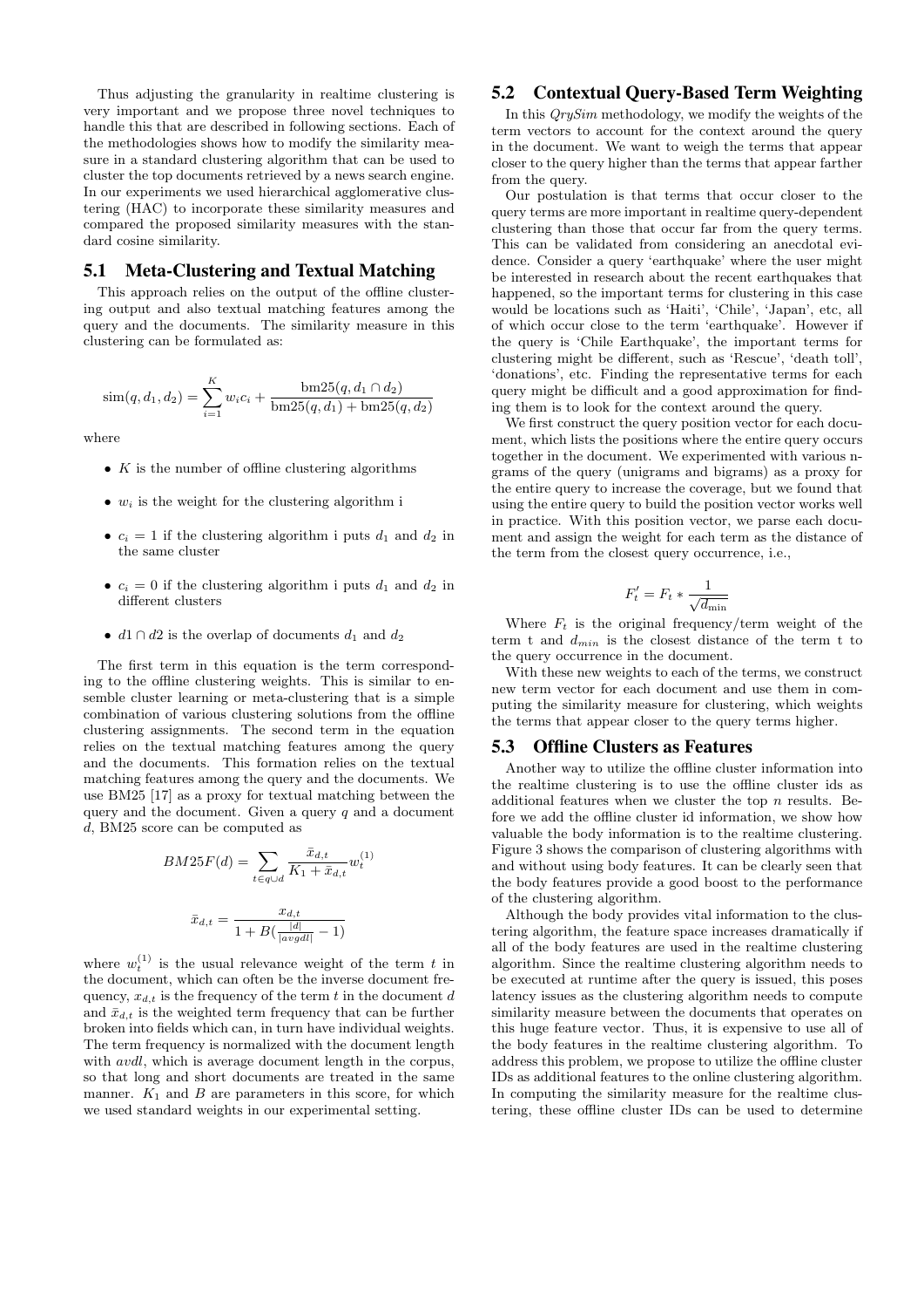Thus adjusting the granularity in realtime clustering is very important and we propose three novel techniques to handle this that are described in following sections. Each of the methodologies shows how to modify the similarity measure in a standard clustering algorithm that can be used to cluster the top documents retrieved by a news search engine. In our experiments we used hierarchical agglomerative clustering (HAC) to incorporate these similarity measures and compared the proposed similarity measures with the standard cosine similarity.

## 5.1 Meta-Clustering and Textual Matching

This approach relies on the output of the offline clustering output and also textual matching features among the query and the documents. The similarity measure in this clustering can be formulated as:

$$\text{sim}(q, d_1, d_2) = \sum_{i=1}^{K} w_i c_i + \frac{\text{bm25}(q, d_1 \cap d_2)}{\text{bm25}(q, d_1) + \text{bm25}(q, d_2)}$$

where

- $K$ is the number of offline clustering algorithms
- $w_i$ is the weight for the clustering algorithm i
- $c_i = 1$ if the clustering algorithm i puts $d_1$ and $d_2$ in the same cluster
- $c_i = 0$ if the clustering algorithm i puts $d_1$ and $d_2$ in different clusters
- $d1 \cap d2$ is the overlap of documents $d_1$ and $d_2$

The first term in this equation is the term corresponding to the offline clustering weights. This is similar to ensemble cluster learning or meta-clustering that is a simple combination of various clustering solutions from the offline clustering assignments. The second term in the equation relies on the textual matching features among the query and the documents. This formation relies on the textual matching features among the query and the documents. We use BM25 [17] as a proxy for textual matching between the query and the document. Given a query $q$ and a document $d$, BM25 score can be computed as

$$BM25F(d) = \sum_{t \in q \cup d} \frac{\bar{x}_{d,t}}{K_1 + \bar{x}_{d,t}} w_t^{(1)}$$

$$\bar{x}_{d,t} = \frac{x_{d,t}}{1 + B(\frac{|d|}{|avgdl|} - 1)}$$

where $w_t^{(1)}$ is the usual relevance weight of the term $t$ in the document, which can often be the inverse document frequency, $x_{d,t}$ is the frequency of the term $t$ in the document $d$ and $\bar{x}_{d,t}$ is the weighted term frequency that can be further broken into fields which can, in turn have individual weights. The term frequency is normalized with the document length with *avdl*, which is average document length in the corpus, so that long and short documents are treated in the same manner. $K_1$ and $B$ are parameters in this score, for which we used standard weights in our experimental setting.

## 5.2 Contextual Query-Based Term Weighting

In this *QrySim* methodology, we modify the weights of the term vectors to account for the context around the query in the document. We want to weigh the terms that appear closer to the query higher than the terms that appear farther from the query.

Our postulation is that terms that occur closer to the query terms are more important in realtime query-dependent clustering than those that occur far from the query terms. This can be validated from considering an anecdotal evidence. Consider a query 'earthquake' where the user might be interested in research about the recent earthquakes that happened, so the important terms for clustering in this case would be locations such as 'Haiti', 'Chile', 'Japan', etc, all of which occur close to the term 'earthquake'. However if the query is 'Chile Earthquake', the important terms for clustering might be different, such as 'Rescue', 'death toll', 'donations', etc. Finding the representative terms for each query might be difficult and a good approximation for finding them is to look for the context around the query.

We first construct the query position vector for each document, which lists the positions where the entire query occurs together in the document. We experimented with various n-grams of the query (unigrams and bigrams) as a proxy for the entire query to increase the coverage, but we found that using the entire query to build the position vector works well in practice. With this position vector, we parse each document and assign the weight for each term as the distance of the term from the closest query occurrence, i.e.,

$$F_t' = F_t * \frac{1}{\sqrt{d_{\text{min}}}}$$

Where $F_t$ is the original frequency/term weight of the term t and $d_{min}$ is the closest distance of the term t to the query occurrence in the document.

With these new weights to each of the terms, we construct new term vector for each document and use them in computing the similarity measure for clustering, which weights the terms that appear closer to the query terms higher.

## 5.3 Offline Clusters as Features

Another way to utilize the offline cluster information into the realtime clustering is to use the offline cluster ids as additional features when we cluster the top $n$ results. Before we add the offline cluster id information, we show how valuable the body information is to the realtime clustering. Figure 3 shows the comparison of clustering algorithms with and without using body features. It can be clearly seen that the body features provide a good boost to the performance of the clustering algorithm.

Although the body provides vital information to the clustering algorithm, the feature space increases dramatically if all of the body features are used in the realtime clustering algorithm. Since the realtime clustering algorithm needs to be executed at runtime after the query is issued, this poses latency issues as the clustering algorithm needs to compute similarity measure between the documents that operates on this huge feature vector. Thus, it is expensive to use all of the body features in the realtime clustering algorithm. To address this problem, we propose to utilize the offline cluster IDs as additional features to the online clustering algorithm. In computing the similarity measure for the realtime clustering, these offline cluster IDs can be used to determine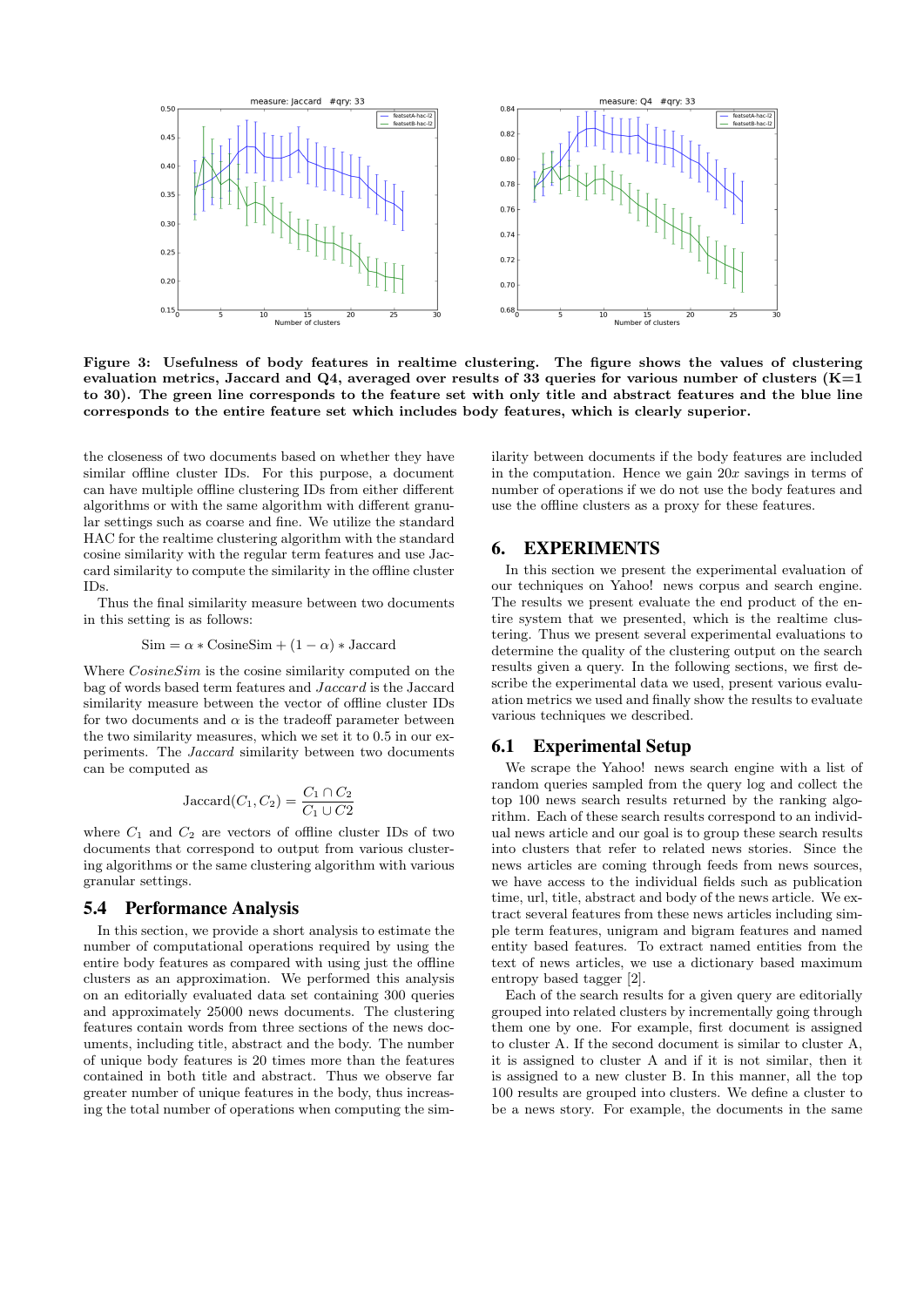**Figure 3: Usefulness of body features in realtime clustering. The figure shows the values of clustering evaluation metrics, Jaccard and Q4, averaged over results of 33 queries for various number of clusters (K=1 to 30). The green line corresponds to the feature set with only title and abstract features and the blue line corresponds to the entire feature set which includes body features, which is clearly superior.**

the closeness of two documents based on whether they have similar offline cluster IDs. For this purpose, a document can have multiple offline clustering IDs from either different algorithms or with the same algorithm with different granular settings such as coarse and fine. We utilize the standard HAC for the realtime clustering algorithm with the standard cosine similarity with the regular term features and use Jaccard similarity to compute the similarity in the offline cluster IDs.

Thus the final similarity measure between two documents in this setting is as follows:

$$\text{Sim} = \alpha * \text{CosineSim} + (1 - \alpha) * \text{Jaccard}$$

Where *CosineSim* is the cosine similarity computed on the bag of words based term features and *Jaccard* is the Jaccard similarity measure between the vector of offline cluster IDs for two documents and $\alpha$ is the tradeoff parameter between the two similarity measures, which we set it to 0.5 in our experiments. The *Jaccard* similarity between two documents can be computed as

$$\text{Jaccard}(C_1, C_2) = \frac{C_1 \cap C_2}{C_1 \cup C2}$$

where $C_1$ and $C_2$ are vectors of offline cluster IDs of two documents that correspond to output from various clustering algorithms or the same clustering algorithm with various granular settings.

## 5.4 Performance Analysis

In this section, we provide a short analysis to estimate the number of computational operations required by using the entire body features as compared with using just the offline clusters as an approximation. We performed this analysis on an editorially evaluated data set containing 300 queries and approximately 25000 news documents. The clustering features contain words from three sections of the news documents, including title, abstract and the body. The number of unique body features is 20 times more than the features contained in both title and abstract. Thus we observe far greater number of unique features in the body, thus increasing the total number of operations when computing the similarity between documents if the body features are included in the computation. Hence we gain $20x$ savings in terms of number of operations if we do not use the body features and use the offline clusters as a proxy for these features.

# 6. EXPERIMENTS

In this section we present the experimental evaluation of our techniques on Yahoo! news corpus and search engine. The results we present evaluate the end product of the entire system that we presented, which is the realtime clustering. Thus we present several experimental evaluations to determine the quality of the clustering output on the search results given a query. In the following sections, we first describe the experimental data we used, present various evaluation metrics we used and finally show the results to evaluate various techniques we described.

## 6.1 Experimental Setup

We scrape the Yahoo! news search engine with a list of random queries sampled from the query log and collect the top 100 news search results returned by the ranking algorithm. Each of these search results correspond to an individual news article and our goal is to group these search results into clusters that refer to related news stories. Since the news articles are coming through feeds from news sources, we have access to the individual fields such as publication time, url, title, abstract and body of the news article. We extract several features from these news articles including simple term features, unigram and bigram features and named entity based features. To extract named entities from the text of news articles, we use a dictionary based maximum entropy based tagger [2].

Each of the search results for a given query are editorially grouped into related clusters by incrementally going through them one by one. For example, first document is assigned to cluster A. If the second document is similar to cluster A, it is assigned to cluster A and if it is not similar, then it is assigned to a new cluster B. In this manner, all the top 100 results are grouped into clusters. We define a cluster to be a news story. For example, the documents in the same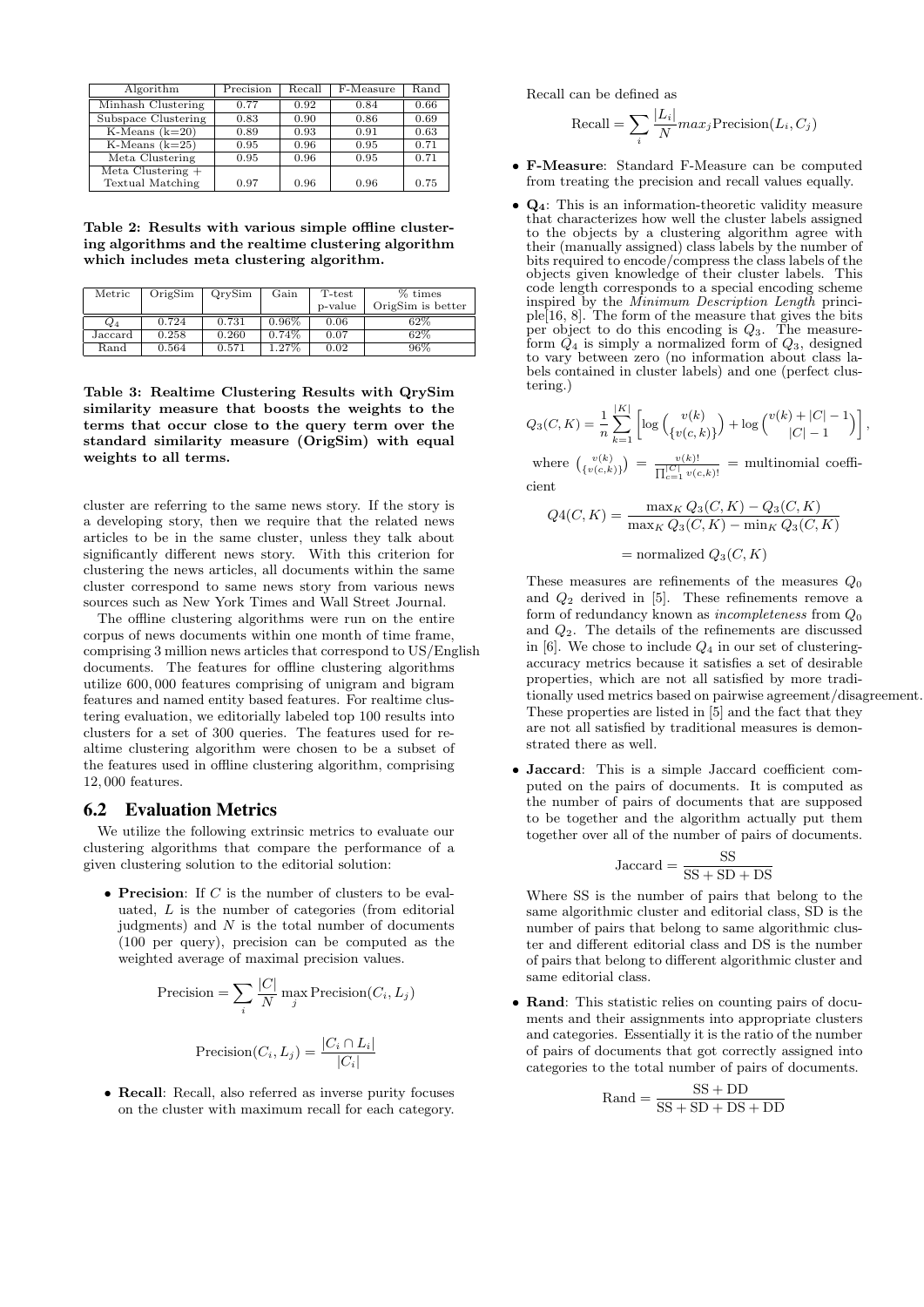| Algorithm | Precision | Recall | F-Measure | Rand |
|---|---|---|---|---|
| Minhash Clustering | 0.77 | 0.92 | 0.84 | 0.66 |
| Subspace Clustering | 0.83 | 0.90 | 0.86 | 0.69 |
| K-Means (k=20) | 0.89 | 0.93 | 0.91 | 0.63 |
| K-Means (k=25) | 0.95 | 0.96 | 0.95 | 0.71 |
| Meta Clustering | 0.95 | 0.96 | 0.95 | 0.71 |
| Meta Clustering + Textual Matching | 0.97 | 0.96 | 0.96 | 0.75 |

**Table 2: Results with various simple offline clustering algorithms and the realtime clustering algorithm which includes meta clustering algorithm.**

| Metric | OrigSim | QrySim | Gain | T-test p-value | % times OrigSim is better |
|---|---|---|---|---|---|
| $Q_4$ | 0.724 | 0.731 | 0.96% | 0.06 | 62% |
| Jaccard | 0.258 | 0.260 | 0.74% | 0.07 | 62% |
| Rand | 0.564 | 0.571 | 1.27% | 0.02 | 96% |

**Table 3: Realtime Clustering Results with QrySim similarity measure that boosts the weights to the terms that occur close to the query term over the standard similarity measure (OrigSim) with equal weights to all terms.**

cluster are referring to the same news story. If the story is a developing story, then we require that the related news articles to be in the same cluster, unless they talk about significantly different news story. With this criterion for clustering the news articles, all documents within the same cluster correspond to same news story from various news sources such as New York Times and Wall Street Journal.

The offline clustering algorithms were run on the entire corpus of news documents within one month of time frame, comprising 3 million news articles that correspond to US/English documents. The features for offline clustering algorithms utilize 600,000 features comprising of unigram and bigram features and named entity based features. For realtime clustering evaluation, we editorially labeled top 100 results into clusters for a set of 300 queries. The features used for realtime clustering algorithm were chosen to be a subset of the features used in offline clustering algorithm, comprising 12,000 features.

## 6.2 Evaluation Metrics

We utilize the following extrinsic metrics to evaluate our clustering algorithms that compare the performance of a given clustering solution to the editorial solution:

- **Precision**: If $C$ is the number of clusters to be evaluated, $L$ is the number of categories (from editorial judgments) and $N$ is the total number of documents (100 per query), precision can be computed as the weighted average of maximal precision values.

$$\text{Precision} = \sum_i \frac{|C|}{N} \max_j \text{Precision}(C_i, L_j)$$

$$\text{Precision}(C_i, L_j) = \frac{|C_i \cap L_i|}{|C_i|}$$

- **Recall**: Recall, also referred as inverse purity focuses on the cluster with maximum recall for each category. Recall can be defined as

$$\text{Recall} = \sum_i \frac{|L_i|}{N} max_j \text{Precision}(L_i, C_j)$$

- **F-Measure**: Standard F-Measure can be computed from treating the precision and recall values equally.

- **$Q_4$**: This is an information-theoretic validity measure that characterizes how well the cluster labels assigned to the objects by a clustering algorithm agree with their (manually assigned) class labels by the number of bits required to encode/compress the class labels of the objects given knowledge of their cluster labels. This code length corresponds to a special encoding scheme inspired by the *Minimum Description Length* principle[16, 8]. The form of the measure that gives the bits per object to do this encoding is $Q_3$. The measure-form $Q_4$ is simply a normalized form of $Q_3$, designed to vary between zero (no information about class labels contained in cluster labels) and one (perfect clustering.)

$$Q_3(C, K) = \frac{1}{n} \sum_{k=1}^{|K|} \left[ \log \binom{v(k)}{\{v(c,k)\}} + \log \binom{v(k) + |C| - 1}{|C| - 1} \right],$$

where $\binom{v(k)}{\{v(c,k)\}} = \frac{v(k)!}{\prod_{c=1}^{|C|} v(c,k)!}$ = multinomial coefficient

$$Q4(C, K) = \frac{\max_K Q_3(C, K) - Q_3(C, K)}{\max_K Q_3(C, K) - \min_K Q_3(C, K)}$$

$$= \text{normalized } Q_3(C, K)$$

These measures are refinements of the measures $Q_0$ and $Q_2$ derived in [5]. These refinements remove a form of redundancy known as *incompleteness* from $Q_0$ and $Q_2$. The details of the refinements are discussed in [6]. We chose to include $Q_4$ in our set of clustering-accuracy metrics because it satisfies a set of desirable properties, which are not all satisfied by more traditionally used metrics based on pairwise agreement/disagreement. These properties are listed in [5] and the fact that they are not all satisfied by traditional measures is demonstrated there as well.

- **Jaccard**: This is a simple Jaccard coefficient computed on the pairs of documents. It is computed as the number of pairs of documents that are supposed to be together and the algorithm actually put them together over all of the number of pairs of documents.

$$\text{Jaccard} = \frac{\text{SS}}{\text{SS} + \text{SD} + \text{DS}}$$

Where SS is the number of pairs that belong to the same algorithmic cluster and editorial class, SD is the number of pairs that belong to same algorithmic cluster and different editorial class and DS is the number of pairs that belong to different algorithmic cluster and same editorial class.

- **Rand**: This statistic relies on counting pairs of documents and their assignments into appropriate clusters and categories. Essentially it is the ratio of the number of pairs of documents that got correctly assigned into categories to the total number of pairs of documents.

$$\text{Rand} = \frac{\text{SS} + \text{DD}}{\text{SS} + \text{SD} + \text{DS} + \text{DD}}$$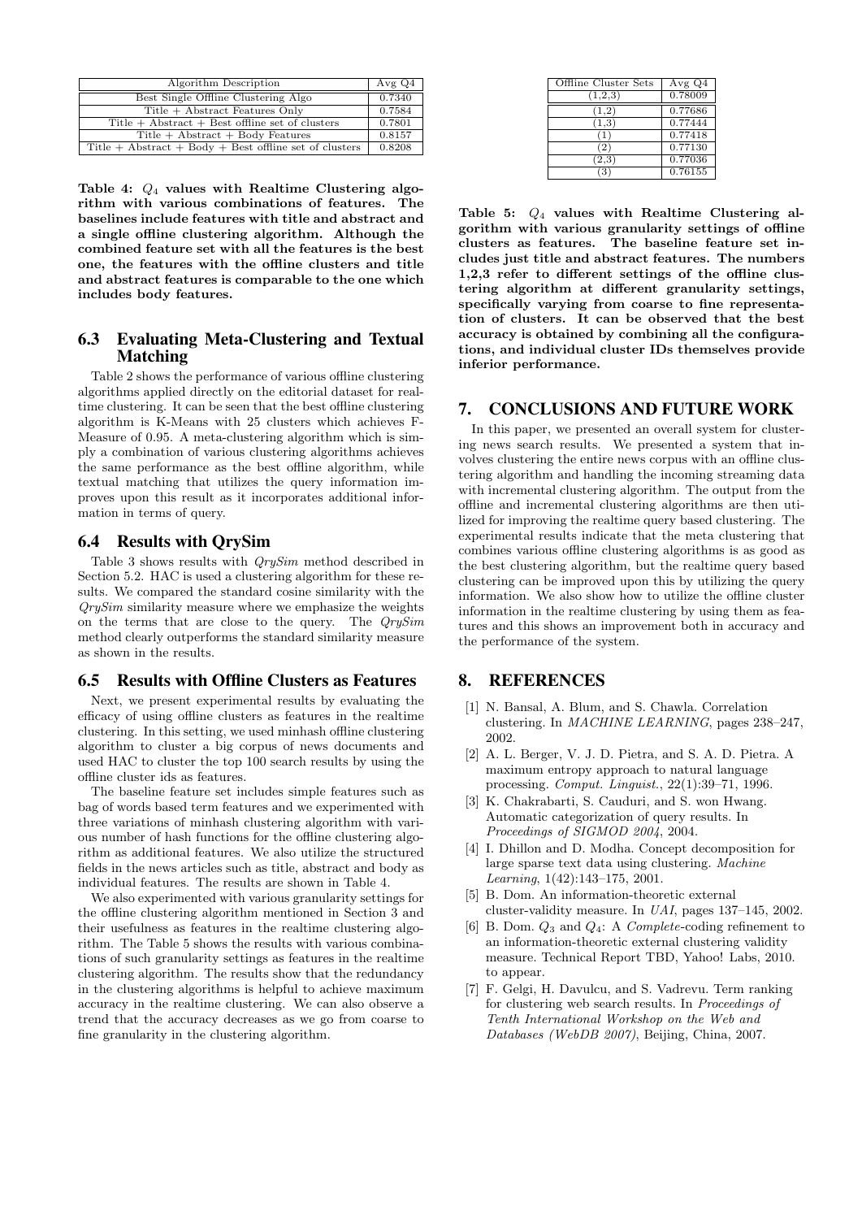| Algorithm Description | Avg Q4 |
|---|---|
| Best Single Offline Clustering Algo | 0.7340 |
| Title + Abstract Features Only | 0.7584 |
| Title + Abstract + Best offline set of clusters | 0.7801 |
| Title + Abstract + Body Features | 0.8157 |
| Title + Abstract + Body + Best offline set of clusters | 0.8208 |

**Table 4: $Q_4$ values with Realtime Clustering algorithm with various combinations of features. The baselines include features with title and abstract and a single offline clustering algorithm. Although the combined feature set with all the features is the best one, the features with the offline clusters and title and abstract features is comparable to the one which includes body features.**

## 6.3 Evaluating Meta-Clustering and Textual Matching

Table 2 shows the performance of various offline clustering algorithms applied directly on the editorial dataset for realtime clustering. It can be seen that the best offline clustering algorithm is K-Means with 25 clusters which achieves F-Measure of 0.95. A meta-clustering algorithm which is simply a combination of various clustering algorithms achieves the same performance as the best offline algorithm, while textual matching that utilizes the query information improves upon this result as it incorporates additional information in terms of query.

## 6.4 Results with QrySim

Table 3 shows results with *QrySim* method described in Section 5.2. HAC is used a clustering algorithm for these results. We compared the standard cosine similarity with the *QrySim* similarity measure where we emphasize the weights on the terms that are close to the query. The *QrySim* method clearly outperforms the standard similarity measure as shown in the results.

## 6.5 Results with Offline Clusters as Features

Next, we present experimental results by evaluating the efficacy of using offline clusters as features in the realtime clustering. In this setting, we used minhash offline clustering algorithm to cluster a big corpus of news documents and used HAC to cluster the top 100 search results by using the offline cluster ids as features.

The baseline feature set includes simple features such as bag of words based term features and we experimented with three variations of minhash clustering algorithm with various number of hash functions for the offline clustering algorithm as additional features. We also utilize the structured fields in the news articles such as title, abstract and body as individual features. The results are shown in Table 4.

We also experimented with various granularity settings for the offline clustering algorithm mentioned in Section 3 and their usefulness as features in the realtime clustering algorithm. The Table 5 shows the results with various combinations of such granularity settings as features in the realtime clustering algorithm. The results show that the redundancy in the clustering algorithms is helpful to achieve maximum accuracy in the realtime clustering. We can also observe a trend that the accuracy decreases as we go from coarse to fine granularity in the clustering algorithm.

| Offline Cluster Sets | Avg Q4 |
|---|---|
| (1,2,3) | 0.78009 |
| (1,2) | 0.77686 |
| (1,3) | 0.77444 |
| (1) | 0.77418 |
| (2) | 0.77130 |
| (2,3) | 0.77036 |
| (3) | 0.76155 |

**Table 5: $Q_4$ values with Realtime Clustering algorithm with various granularity settings of offline clusters as features. The baseline feature set includes just title and abstract features. The numbers 1,2,3 refer to different settings of the offline clustering algorithm at different granularity settings, specifically varying from coarse to fine representation of clusters. It can be observed that the best accuracy is obtained by combining all the configurations, and individual cluster IDs themselves provide inferior performance.**

# 7. CONCLUSIONS AND FUTURE WORK

In this paper, we presented an overall system for clustering news search results. We presented a system that involves clustering the entire news corpus with an offline clustering algorithm and handling the incoming streaming data with incremental clustering algorithm. The output from the offline and incremental clustering algorithms are then utilized for improving the realtime query based clustering. The experimental results indicate that the meta clustering that combines various offline clustering algorithms is as good as the best clustering algorithm, but the realtime query based clustering can be improved upon this by utilizing the query information. We also show how to utilize the offline cluster information in the realtime clustering by using them as features and this shows an improvement both in accuracy and the performance of the system.

# 8. REFERENCES

[1] N. Bansal, A. Blum, and S. Chawla. Correlation clustering. In *MACHINE LEARNING*, pages 238–247, 2002.

[2] A. L. Berger, V. J. D. Pietra, and S. A. D. Pietra. A maximum entropy approach to natural language processing. *Comput. Linguist.*, 22(1):39–71, 1996.

[3] K. Chakrabarti, S. Cauduri, and S. won Hwang. Automatic categorization of query results. In *Proceedings of SIGMOD 2004*, 2004.

[4] I. Dhillon and D. Modha. Concept decomposition for large sparse text data using clustering. *Machine Learning*, 1(42):143–175, 2001.

[5] B. Dom. An information-theoretic external cluster-validity measure. In *UAI*, pages 137–145, 2002.

[6] B. Dom. $Q_3$ and $Q_4$: A *Complete*-coding refinement to an information-theoretic external clustering validity measure. Technical Report TBD, Yahoo! Labs, 2010. to appear.

[7] F. Gelgi, H. Davulcu, and S. Vadrevu. Term ranking for clustering web search results. In *Proceedings of Tenth International Workshop on the Web and Databases (WebDB 2007)*, Beijing, China, 2007.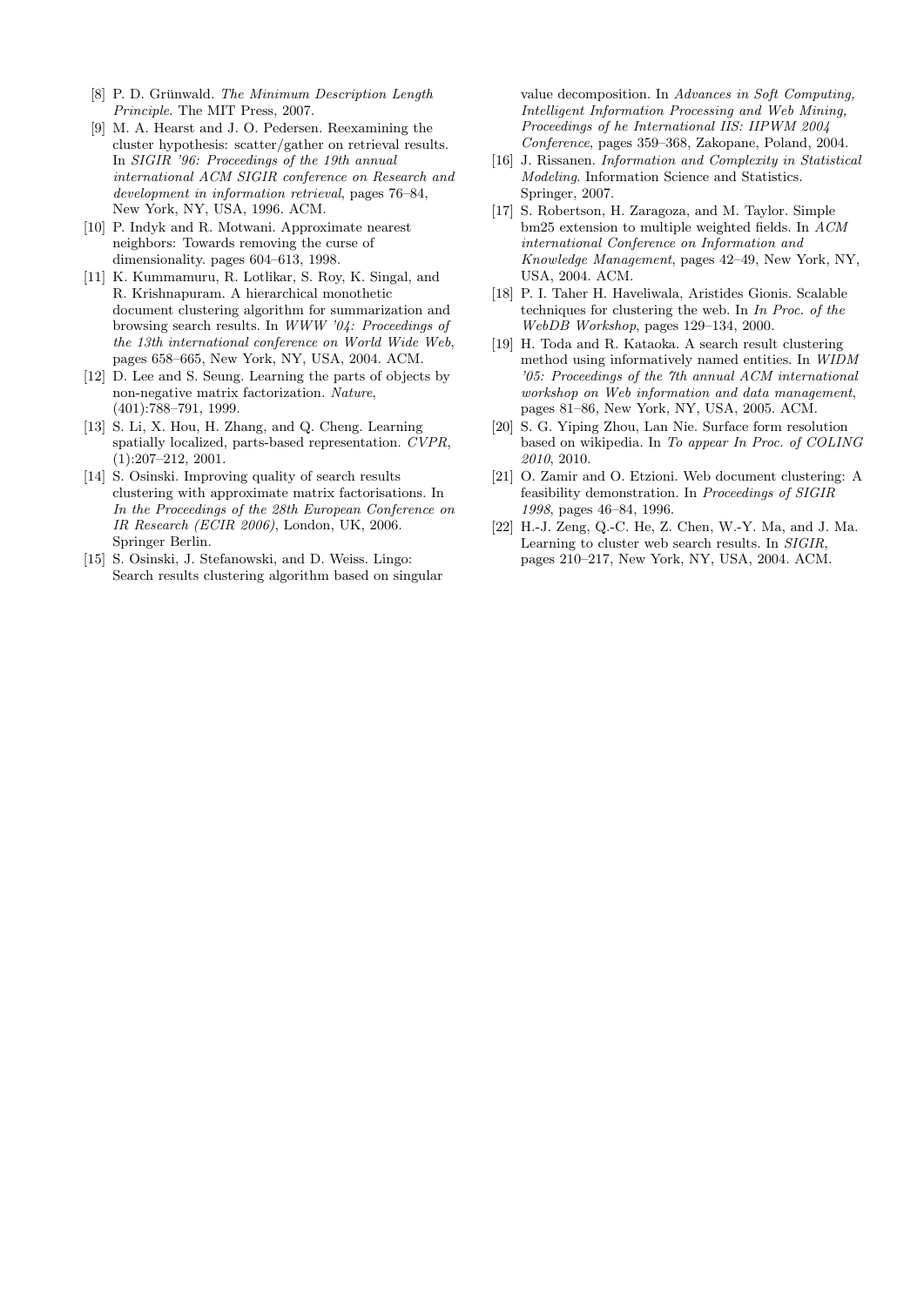[8] P. D. Grünwald. *The Minimum Description Length Principle*. The MIT Press, 2007.

[9] M. A. Hearst and J. O. Pedersen. Reexamining the cluster hypothesis: scatter/gather on retrieval results. In *SIGIR '96: Proceedings of the 19th annual international ACM SIGIR conference on Research and development in information retrieval*, pages 76–84, New York, NY, USA, 1996. ACM.

[10] P. Indyk and R. Motwani. Approximate nearest neighbors: Towards removing the curse of dimensionality. pages 604–613, 1998.

[11] K. Kummamuru, R. Lotlikar, S. Roy, K. Singal, and R. Krishnapuram. A hierarchical monothetic document clustering algorithm for summarization and browsing search results. In *WWW '04: Proceedings of the 13th international conference on World Wide Web*, pages 658–665, New York, NY, USA, 2004. ACM.

[12] D. Lee and S. Seung. Learning the parts of objects by non-negative matrix factorization. *Nature*, (401):788–791, 1999.

[13] S. Li, X. Hou, H. Zhang, and Q. Cheng. Learning spatially localized, parts-based representation. *CVPR*, (1):207–212, 2001.

[14] S. Osinski. Improving quality of search results clustering with approximate matrix factorisations. In *In the Proceedings of the 28th European Conference on IR Research (ECIR 2006)*, London, UK, 2006. Springer Berlin.

[15] S. Osinski, J. Stefanowski, and D. Weiss. Lingo: Search results clustering algorithm based on singular value decomposition. In *Advances in Soft Computing, Intelligent Information Processing and Web Mining, Proceedings of he International IIS: IIPWM 2004 Conference*, pages 359–368, Zakopane, Poland, 2004.

[16] J. Rissanen. *Information and Complexity in Statistical Modeling*. Information Science and Statistics. Springer, 2007.

[17] S. Robertson, H. Zaragoza, and M. Taylor. Simple bm25 extension to multiple weighted fields. In *ACM international Conference on Information and Knowledge Management*, pages 42–49, New York, NY, USA, 2004. ACM.

[18] P. I. Taher H. Haveliwala, Aristides Gionis. Scalable techniques for clustering the web. In *In Proc. of the WebDB Workshop*, pages 129–134, 2000.

[19] H. Toda and R. Kataoka. A search result clustering method using informatively named entities. In *WIDM '05: Proceedings of the 7th annual ACM international workshop on Web information and data management*, pages 81–86, New York, NY, USA, 2005. ACM.

[20] S. G. Yiping Zhou, Lan Nie. Surface form resolution based on wikipedia. In *To appear In Proc. of COLING 2010*, 2010.

[21] O. Zamir and O. Etzioni. Web document clustering: A feasibility demonstration. In *Proceedings of SIGIR 1998*, pages 46–84, 1996.

[22] H.-J. Zeng, Q.-C. He, Z. Chen, W.-Y. Ma, and J. Ma. Learning to cluster web search results. In *SIGIR*, pages 210–217, New York, NY, USA, 2004. ACM.